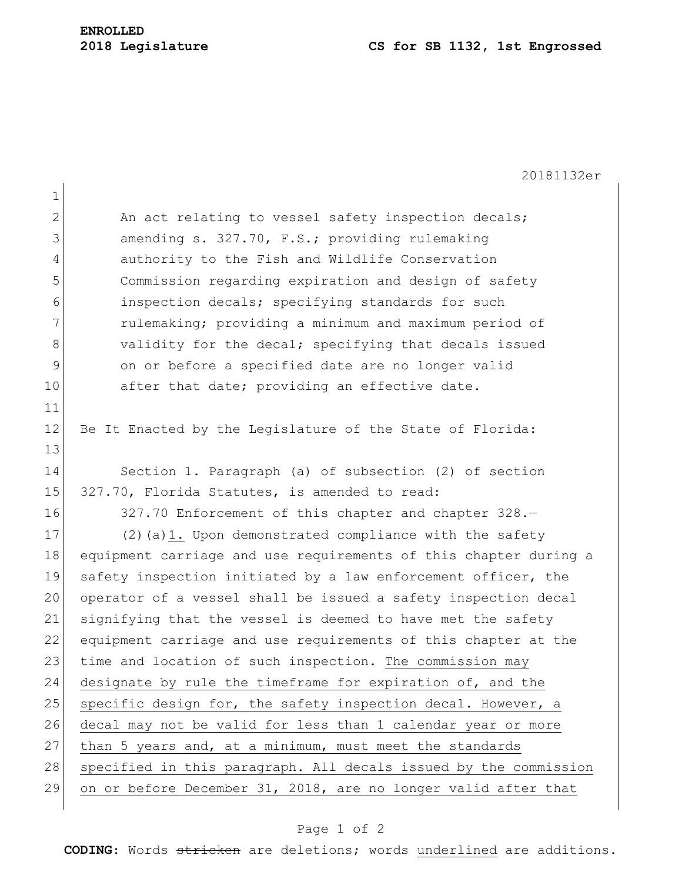**ENROLLED**
**2018 Legislature** **CS for SB 1132, 1st Engrossed**

20181132er

An act relating to vessel safety inspection decals; amending s. 327.70, F.S.; providing rulemaking authority to the Fish and Wildlife Conservation Commission regarding expiration and design of safety inspection decals; specifying standards for such rulemaking; providing a minimum and maximum period of validity for the decal; specifying that decals issued on or before a specified date are no longer valid after that date; providing an effective date.

Be It Enacted by the Legislature of the State of Florida:

Section 1. Paragraph (a) of subsection (2) of section 327.70, Florida Statutes, is amended to read:

327.70 Enforcement of this chapter and chapter 328.—

(2)(a)<u>1.</u> Upon demonstrated compliance with the safety equipment carriage and use requirements of this chapter during a safety inspection initiated by a law enforcement officer, the operator of a vessel shall be issued a safety inspection decal signifying that the vessel is deemed to have met the safety equipment carriage and use requirements of this chapter at the time and location of such inspection. <u>The commission may designate by rule the timeframe for expiration of, and the specific design for, the safety inspection decal. However, a decal may not be valid for less than 1 calendar year or more than 5 years and, at a minimum, must meet the standards specified in this paragraph. All decals issued by the commission on or before December 31, 2018, are no longer valid after that</u>

**CODING:** Words ~~stricken~~ are deletions; words <u>underlined</u> are additions.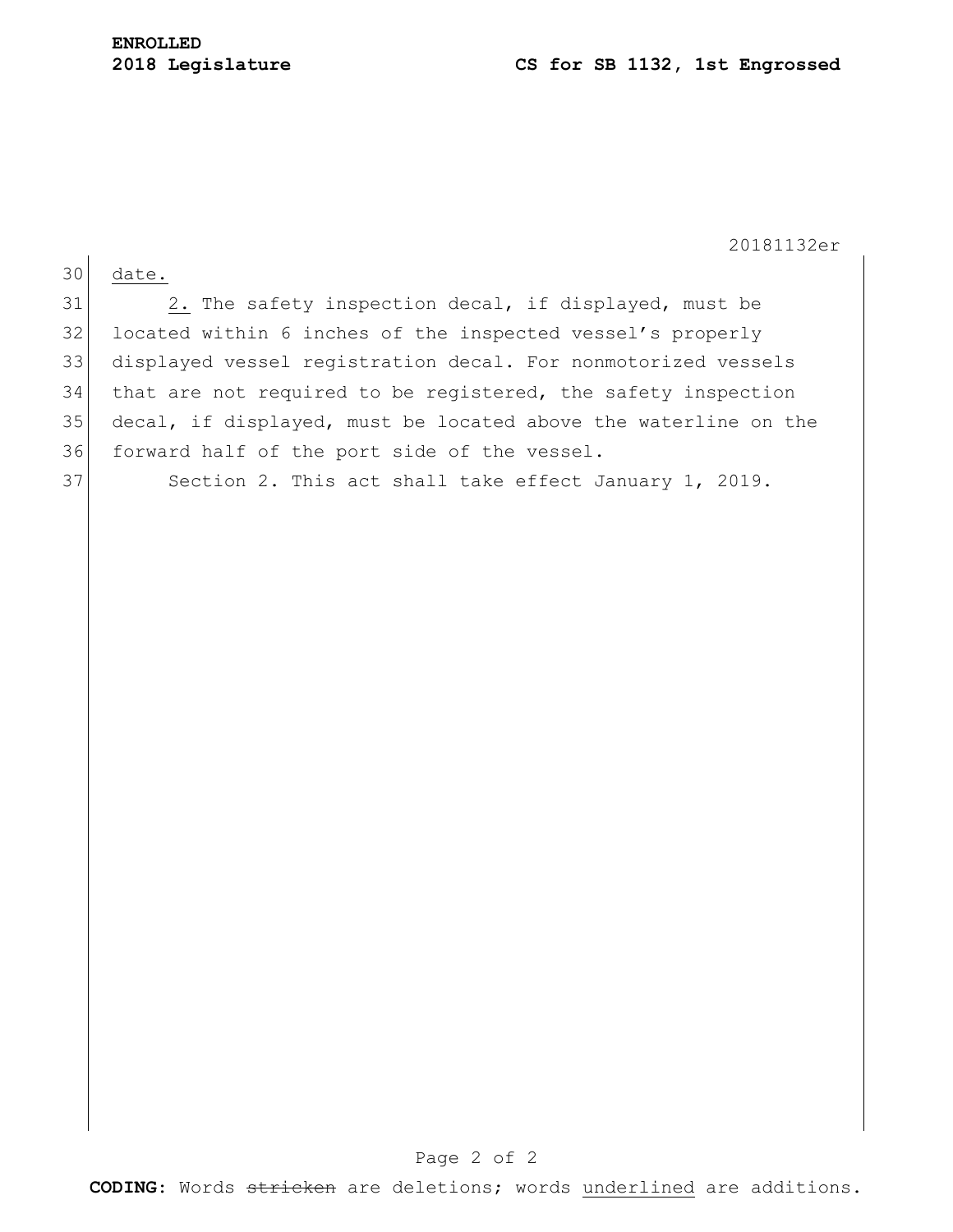date.

2. The safety inspection decal, if displayed, must be located within 6 inches of the inspected vessel's properly displayed vessel registration decal. For nonmotorized vessels that are not required to be registered, the safety inspection decal, if displayed, must be located above the waterline on the forward half of the port side of the vessel.

Section 2. This act shall take effect January 1, 2019.